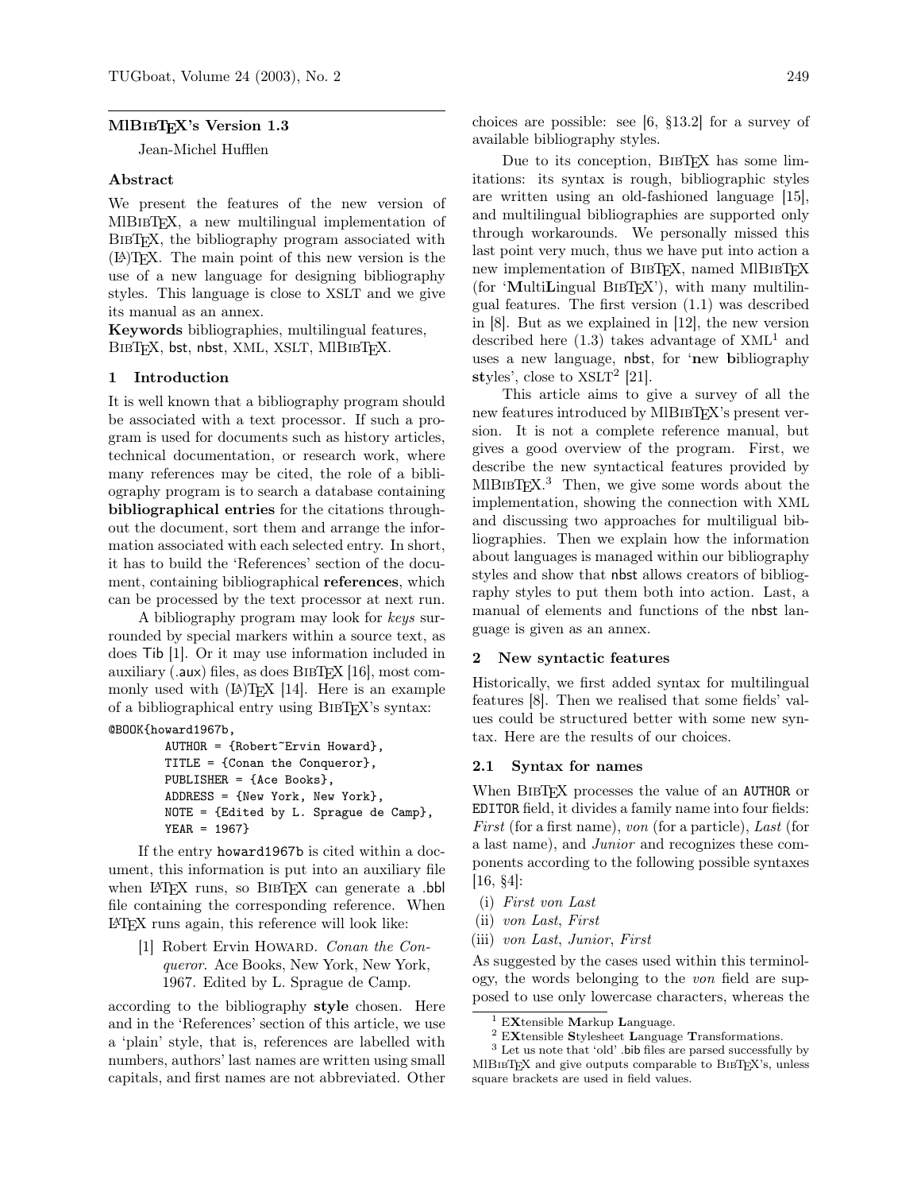# MlBibTeX's Version 1.3

Jean-Michel Hufflen

## Abstract

We present the features of the new version of MlBibTeX, a new multilingual implementation of BibTeX, the bibliography program associated with (LA)TeX. The main point of this new version is the use of a new language for designing bibliography styles. This language is close to XSLT and we give its manual as an annex.

**Keywords** bibliographies, multilingual features, BibTeX, bst, nbst, XML, XSLT, MlBibTeX.

## 1 Introduction

It is well known that a bibliography program should be associated with a text processor. If such a program is used for documents such as history articles, technical documentation, or research work, where many references may be cited, the role of a bibliography program is to search a database containing **bibliographical entries** for the citations throughout the document, sort them and arrange the information associated with each selected entry. In short, it has to build the 'References' section of the document, containing bibliographical **references**, which can be processed by the text processor at next run.

A bibliography program may look for *keys* surrounded by special markers within a source text, as does Tib [1]. Or it may use information included in auxiliary (.aux) files, as does BibTeX [16], most commonly used with (LA)TeX [14]. Here is an example of a bibliographical entry using BibTeX's syntax:

```
@BOOK{howard1967b,
        AUTHOR = {Robert~Ervin Howard},
        TITLE = {Conan the Conqueror},
        PUBLISHER = {Ace Books},
        ADDRESS = {New York, New York},
        NOTE = {Edited by L. Sprague de Camp},
        YEAR = 1967}
```

If the entry howard1967b is cited within a document, this information is put into an auxiliary file when LaTeX runs, so BibTeX can generate a .bbl file containing the corresponding reference. When LaTeX runs again, this reference will look like:

> [1] Robert Ervin Howard. *Conan the Conqueror*. Ace Books, New York, New York, 1967. Edited by L. Sprague de Camp.

according to the bibliography **style** chosen. Here and in the 'References' section of this article, we use a 'plain' style, that is, references are labelled with numbers, authors' last names are written using small capitals, and first names are not abbreviated. Other choices are possible: see [6, §13.2] for a survey of available bibliography styles.

Due to its conception, BibTeX has some limitations: its syntax is rough, bibliographic styles are written using an old-fashioned language [15], and multilingual bibliographies are supported only through workarounds. We personally missed this last point very much, thus we have put into action a new implementation of BibTeX, named MlBibTeX (for '**M**ulti**L**ingual BibTeX'), with many multilingual features. The first version (1.1) was described in [8]. But as we explained in [12], the new version described here (1.3) takes advantage of XML[1] and uses a new language, nbst, for '**n**ew **b**ibliography **st**yles', close to XSLT[2] [21].

This article aims to give a survey of all the new features introduced by MlBibTeX's present version. It is not a complete reference manual, but gives a good overview of the program. First, we describe the new syntactical features provided by MlBibTeX.[3] Then, we give some words about the implementation, showing the connection with XML and discussing two approaches for multiligual bibliographies. Then we explain how the information about languages is managed within our bibliography styles and show that nbst allows creators of bibliography styles to put them both into action. Last, a manual of elements and functions of the nbst language is given as an annex.

## 2 New syntactic features

Historically, we first added syntax for multilingual features [8]. Then we realised that some fields' values could be structured better with some new syntax. Here are the results of our choices.

### 2.1 Syntax for names

When BibTeX processes the value of an AUTHOR or EDITOR field, it divides a family name into four fields: *First* (for a first name), *von* (for a particle), *Last* (for a last name), and *Junior* and recognizes these components according to the following possible syntaxes [16, §4]:

(i) *First von Last*
(ii) *von Last*, *First*
(iii) *von Last*, *Junior*, *First*

As suggested by the cases used within this terminology, the words belonging to the *von* field are supposed to use only lowercase characters, whereas the

---

[1] E**X**tensible **M**arkup **L**anguage.

[2] E**X**tensible **S**tylesheet **L**anguage **T**ransformations.

[3] Let us note that 'old' .bib files are parsed successfully by MlBibTeX and give outputs comparable to BibTeX's, unless square brackets are used in field values.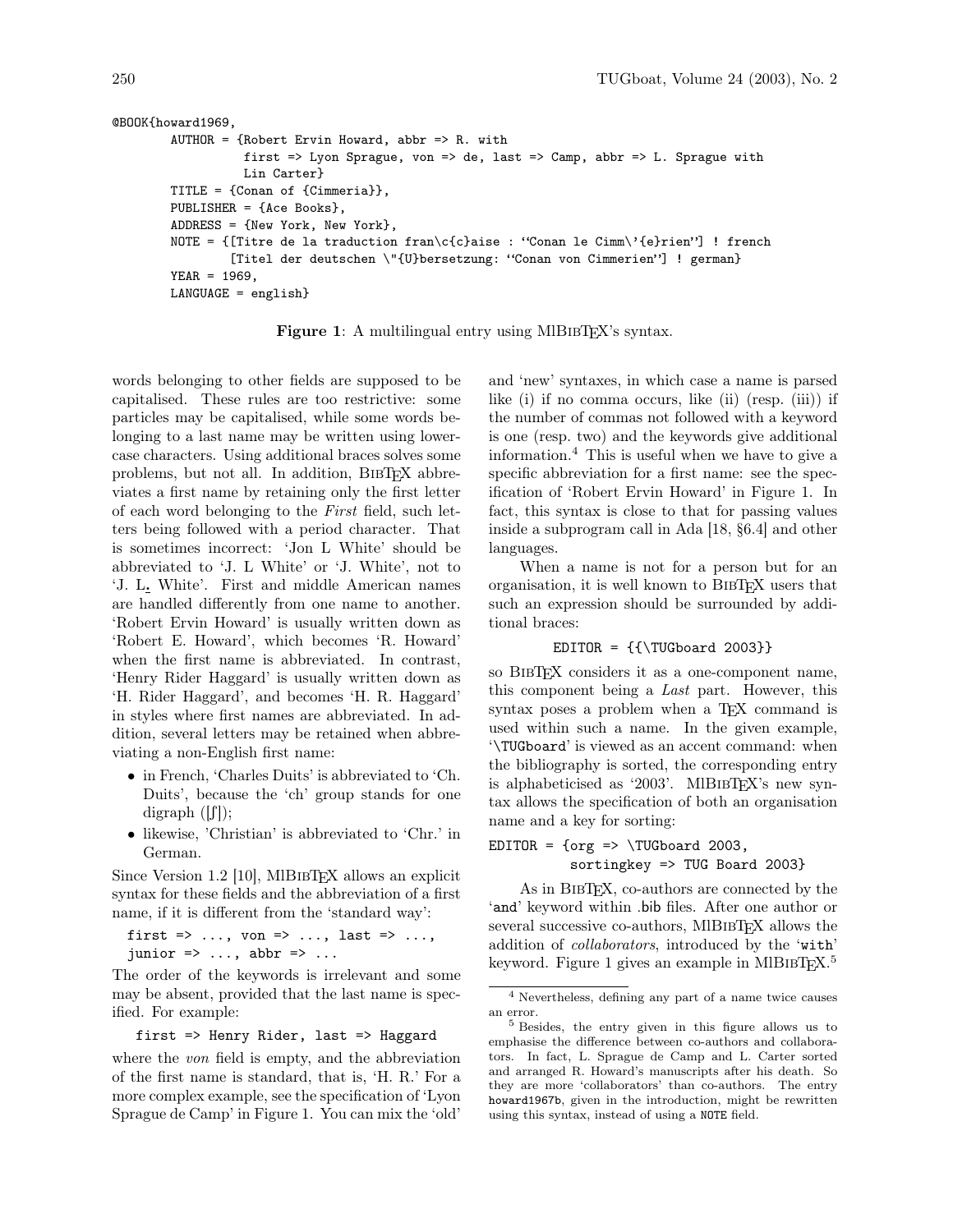```
@BOOK{howard1969,
        AUTHOR = {Robert Ervin Howard, abbr => R. with
                  first => Lyon Sprague, von => de, last => Camp, abbr => L. Sprague with
                  Lin Carter}
        TITLE = {Conan of {Cimmeria}},
        PUBLISHER = {Ace Books},
        ADDRESS = {New York, New York},
        NOTE = {[Titre de la traduction fran\c{c}aise : ``Conan le Cimm\'{e}rien''] ! french
                [Titel der deutschen \"{U}bersetzung: ``Conan von Cimmerien''] ! german}
        YEAR = 1969,
        LANGUAGE = english}
```

**Figure 1**: A multilingual entry using MlBibTeX's syntax.

words belonging to other fields are supposed to be capitalised. These rules are too restrictive: some particles may be capitalised, while some words belonging to a last name may be written using lowercase characters. Using additional braces solves some problems, but not all. In addition, BibTeX abbreviates a first name by retaining only the first letter of each word belonging to the *First* field, such letters being followed with a period character. That is sometimes incorrect: 'Jon L White' should be abbreviated to 'J. L White' or 'J. White', not to 'J. L. White'. First and middle American names are handled differently from one name to another. 'Robert Ervin Howard' is usually written down as 'Robert E. Howard', which becomes 'R. Howard' when the first name is abbreviated. In contrast, 'Henry Rider Haggard' is usually written down as 'H. Rider Haggard', and becomes 'H. R. Haggard' in styles where first names are abbreviated. In addition, several letters may be retained when abbreviating a non-English first name:

- in French, 'Charles Duits' is abbreviated to 'Ch. Duits', because the 'ch' group stands for one digraph ([ʃ]);
- likewise, 'Christian' is abbreviated to 'Chr.' in German.

Since Version 1.2 [10], MlBibTeX allows an explicit syntax for these fields and the abbreviation of a first name, if it is different from the 'standard way':

```
first => ..., von => ..., last => ...,
junior => ..., abbr => ...
```

The order of the keywords is irrelevant and some may be absent, provided that the last name is specified. For example:

```
first => Henry Rider, last => Haggard
```

where the *von* field is empty, and the abbreviation of the first name is standard, that is, 'H. R.' For a more complex example, see the specification of 'Lyon Sprague de Camp' in Figure 1. You can mix the 'old' and 'new' syntaxes, in which case a name is parsed like (i) if no comma occurs, like (ii) (resp. (iii)) if the number of commas not followed with a keyword is one (resp. two) and the keywords give additional information.[4] This is useful when we have to give a specific abbreviation for a first name: see the specification of 'Robert Ervin Howard' in Figure 1. In fact, this syntax is close to that for passing values inside a subprogram call in Ada [18, §6.4] and other languages.

When a name is not for a person but for an organisation, it is well known to BibTeX users that such an expression should be surrounded by additional braces:

```
EDITOR = {{\TUGboard 2003}}
```

so BibTeX considers it as a one-component name, this component being a *Last* part. However, this syntax poses a problem when a TeX command is used within such a name. In the given example, '`\TUGboard`' is viewed as an accent command: when the bibliography is sorted, the corresponding entry is alphabeticised as '2003'. MlBibTeX's new syntax allows the specification of both an organisation name and a key for sorting:

```
EDITOR = {org => \TUGboard 2003,
          sortingkey => TUG Board 2003}
```

As in BibTeX, co-authors are connected by the '`and`' keyword within .bib files. After one author or several successive co-authors, MlBibTeX allows the addition of *collaborators*, introduced by the '`with`' keyword. Figure 1 gives an example in MlBibTeX.[5]

---

[4] Nevertheless, defining any part of a name twice causes an error.

[5] Besides, the entry given in this figure allows us to emphasise the difference between co-authors and collaborators. In fact, L. Sprague de Camp and L. Carter sorted and arranged R. Howard's manuscripts after his death. So they are more 'collaborators' than co-authors. The entry `howard1967b`, given in the introduction, might be rewritten using this syntax, instead of using a `NOTE` field.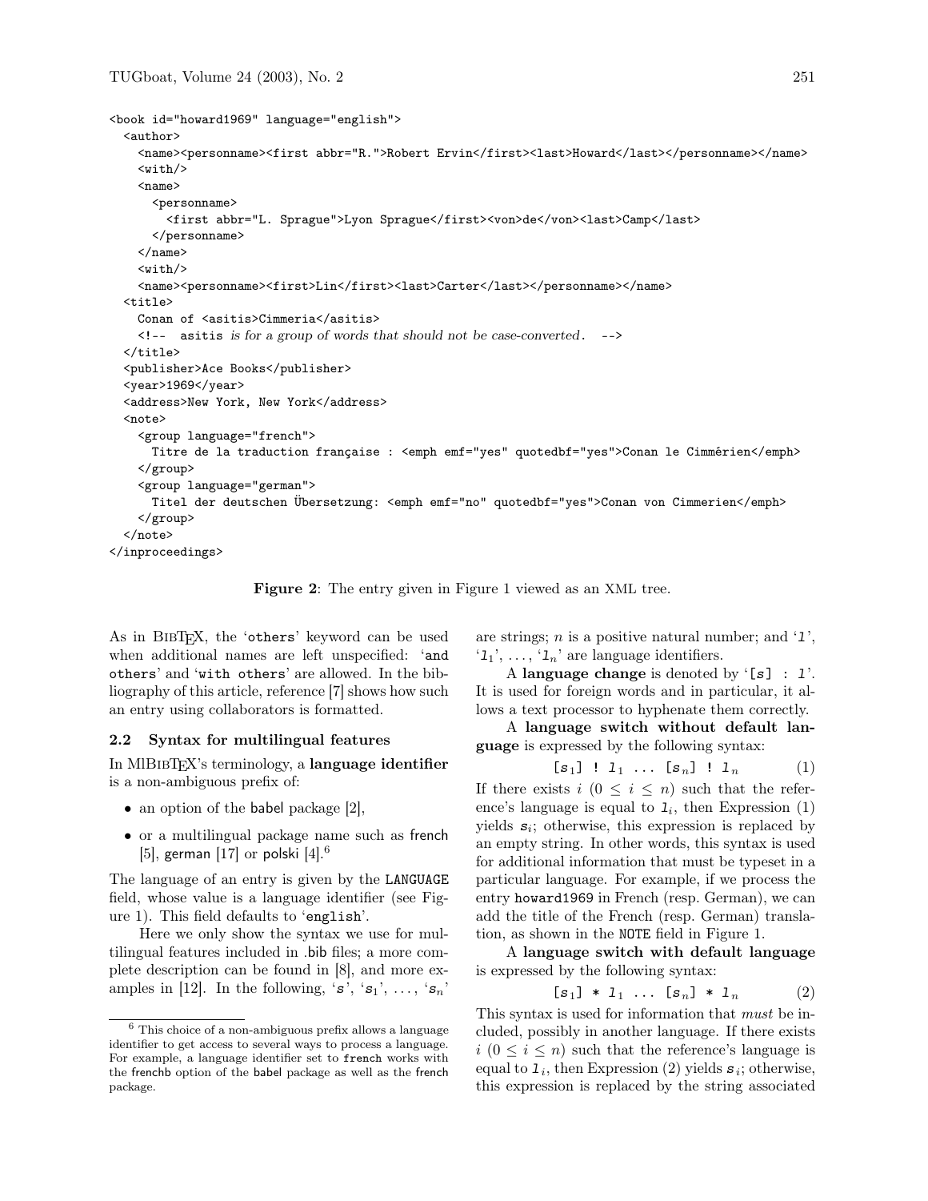```
<book id="howard1969" language="english">
  <author>
    <name><personname><first abbr="R.">Robert Ervin</first><last>Howard</last></personname></name>
    <with/>
    <name>
      <personname>
        <first abbr="L. Sprague">Lyon Sprague</first><von>de</von><last>Camp</last>
      </personname>
    </name>
    <with/>
    <name><personname><first>Lin</first><last>Carter</last></personname></name>
  <title>
    Conan of <asitis>Cimmeria</asitis>
    <!--  asitis is for a group of words that should not be case-converted.  -->
  </title>
  <publisher>Ace Books</publisher>
  <year>1969</year>
  <address>New York, New York</address>
  <note>
    <group language="french">
      Titre de la traduction française : <emph emf="yes" quotedbf="yes">Conan le Cimmérien</emph>
    </group>
    <group language="german">
      Titel der deutschen Übersetzung: <emph emf="no" quotedbf="yes">Conan von Cimmerien</emph>
    </group>
  </note>
</inproceedings>
```

**Figure 2**: The entry given in Figure 1 viewed as an XML tree.

As in BibTeX, the '`others`' keyword can be used when additional names are left unspecified: '`and others`' and '`with others`' are allowed. In the bibliography of this article, reference [7] shows how such an entry using collaborators is formatted.

### 2.2 Syntax for multilingual features

In MlBibTeX's terminology, a **language identifier** is a non-ambiguous prefix of:

- an option of the babel package [2],
- or a multilingual package name such as french [5], german [17] or polski [4].[6]

The language of an entry is given by the `LANGUAGE` field, whose value is a language identifier (see Figure 1). This field defaults to '`english`'.

Here we only show the syntax we use for multilingual features included in .bib files; a more complete description can be found in [8], and more examples in [12]. In the following, '$s$', '$s_1$', ..., '$s_n$' are strings; $n$ is a positive natural number; and '$l$', '$l_1$', ..., '$l_n$' are language identifiers.

A **language change** is denoted by '`[`$s$`] : `$l$'. It is used for foreign words and in particular, it allows a text processor to hyphenate them correctly.

A **language switch without default language** is expressed by the following syntax:

$$[s_1] \ ! \ l_1 \ \ldots \ [s_n] \ ! \ l_n \qquad (1)$$

If there exists $i$ $(0 \leq i \leq n)$ such that the reference's language is equal to $l_i$, then Expression (1) yields $s_i$; otherwise, this expression is replaced by an empty string. In other words, this syntax is used for additional information that must be typeset in a particular language. For example, if we process the entry `howard1969` in French (resp. German), we can add the title of the French (resp. German) translation, as shown in the `NOTE` field in Figure 1.

A **language switch with default language** is expressed by the following syntax:

$$[s_1] \ * \ l_1 \ \ldots \ [s_n] \ * \ l_n \qquad (2)$$

This syntax is used for information that *must* be included, possibly in another language. If there exists $i$ $(0 \leq i \leq n)$ such that the reference's language is equal to $l_i$, then Expression (2) yields $s_i$; otherwise, this expression is replaced by the string associated

---

[6] This choice of a non-ambiguous prefix allows a language identifier to get access to several ways to process a language. For example, a language identifier set to `french` works with the frenchb option of the babel package as well as the french package.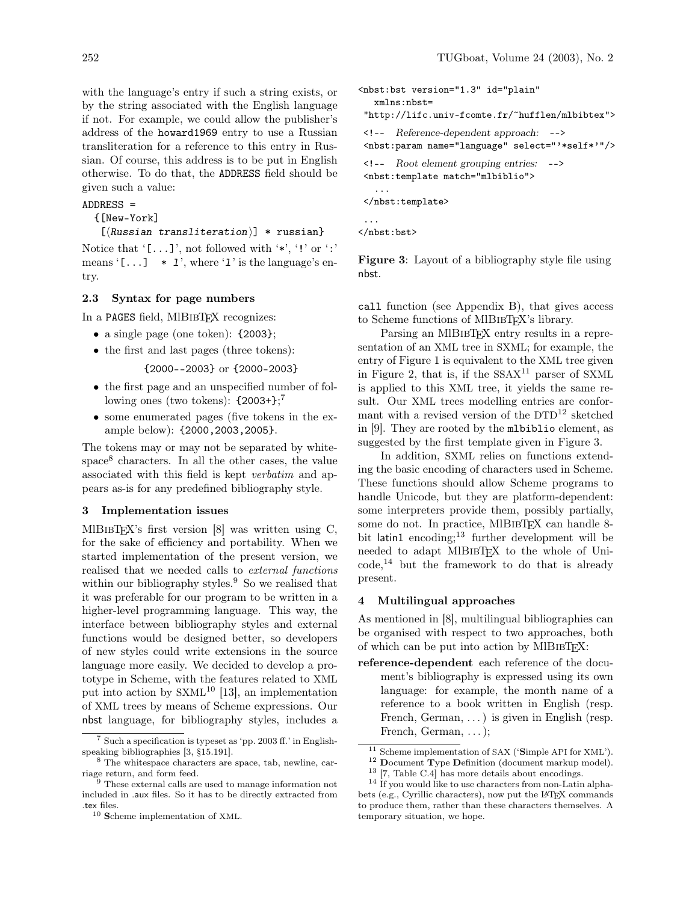with the language's entry if such a string exists, or by the string associated with the English language if not. For example, we could allow the publisher's address of the howard1969 entry to use a Russian transliteration for a reference to this entry in Russian. Of course, this address is to be put in English otherwise. To do that, the ADDRESS field should be given such a value:

```
ADDRESS =
  {[New-York]
   [⟨Russian transliteration⟩] * russian}
```

Notice that '[...]', not followed with '*', '!' or ':' means '[...] * l', where 'l' is the language's entry.

### 2.3 Syntax for page numbers

In a PAGES field, MlBibTeX recognizes:

- a single page (one token): {2003};
- the first and last pages (three tokens):

  {2000--2003} or {2000-2003}

- the first page and an unspecified number of following ones (two tokens): {2003+};[7]
- some enumerated pages (five tokens in the example below): {2000,2003,2005}.

The tokens may or may not be separated by whitespace[8] characters. In all the other cases, the value associated with this field is kept *verbatim* and appears as-is for any predefined bibliography style.

## 3 Implementation issues

MlBibTeX's first version [8] was written using C, for the sake of efficiency and portability. When we started implementation of the present version, we realised that we needed calls to *external functions* within our bibliography styles.[9] So we realised that it was preferable for our program to be written in a higher-level programming language. This way, the interface between bibliography styles and external functions would be designed better, so developers of new styles could write extensions in the source language more easily. We decided to develop a prototype in Scheme, with the features related to XML put into action by SXML[10] [13], an implementation of XML trees by means of Scheme expressions. Our nbst language, for bibliography styles, includes a call function (see Appendix B), that gives access to Scheme functions of MlBibTeX's library.

```
<nbst:bst version="1.3" id="plain"
   xmlns:nbst=
 "http://lifc.univ-fcomte.fr/~hufflen/mlbibtex">
 <!--  Reference-dependent approach:  -->
 <nbst:param name="language" select="'*self*'"/>
 <!--  Root element grouping entries:  -->
 <nbst:template match="mlbiblio">
   ...
 </nbst:template>
 ...
</nbst:bst>
```

**Figure 3**: Layout of a bibliography style file using nbst.

Parsing an MlBibTeX entry results in a representation of an XML tree in SXML; for example, the entry of Figure 1 is equivalent to the XML tree given in Figure 2, that is, if the SSAX[11] parser of SXML is applied to this XML tree, it yields the same result. Our XML trees modelling entries are conformant with a revised version of the DTD[12] sketched in [9]. They are rooted by the mlbiblio element, as suggested by the first template given in Figure 3.

In addition, SXML relies on functions extending the basic encoding of characters used in Scheme. These functions should allow Scheme programs to handle Unicode, but they are platform-dependent: some interpreters provide them, possibly partially, some do not. In practice, MlBibTeX can handle 8-bit latin1 encoding;[13] further development will be needed to adapt MlBibTeX to the whole of Unicode,[14] but the framework to do that is already present.

## 4 Multilingual approaches

As mentioned in [8], multilingual bibliographies can be organised with respect to two approaches, both of which can be put into action by MlBibTeX:

**reference-dependent** each reference of the document's bibliography is expressed using its own language: for example, the month name of a reference to a book written in English (resp. French, German, ...) is given in English (resp. French, German, ...);

---

[7] Such a specification is typeset as 'pp. 2003 ff.' in English-speaking bibliographies [3, §15.191].

[8] The whitespace characters are space, tab, newline, carriage return, and form feed.

[9] These external calls are used to manage information not included in .aux files. So it has to be directly extracted from .tex files.

[10] **S**cheme implementation of XML.

[11] Scheme implementation of SAX ('**S**imple API for XML').

[12] **D**ocument **T**ype **D**efinition (document markup model).

[13] [7, Table C.4] has more details about encodings.

[14] If you would like to use characters from non-Latin alphabets (e.g., Cyrillic characters), now put the LaTeX commands to produce them, rather than these characters themselves. A temporary situation, we hope.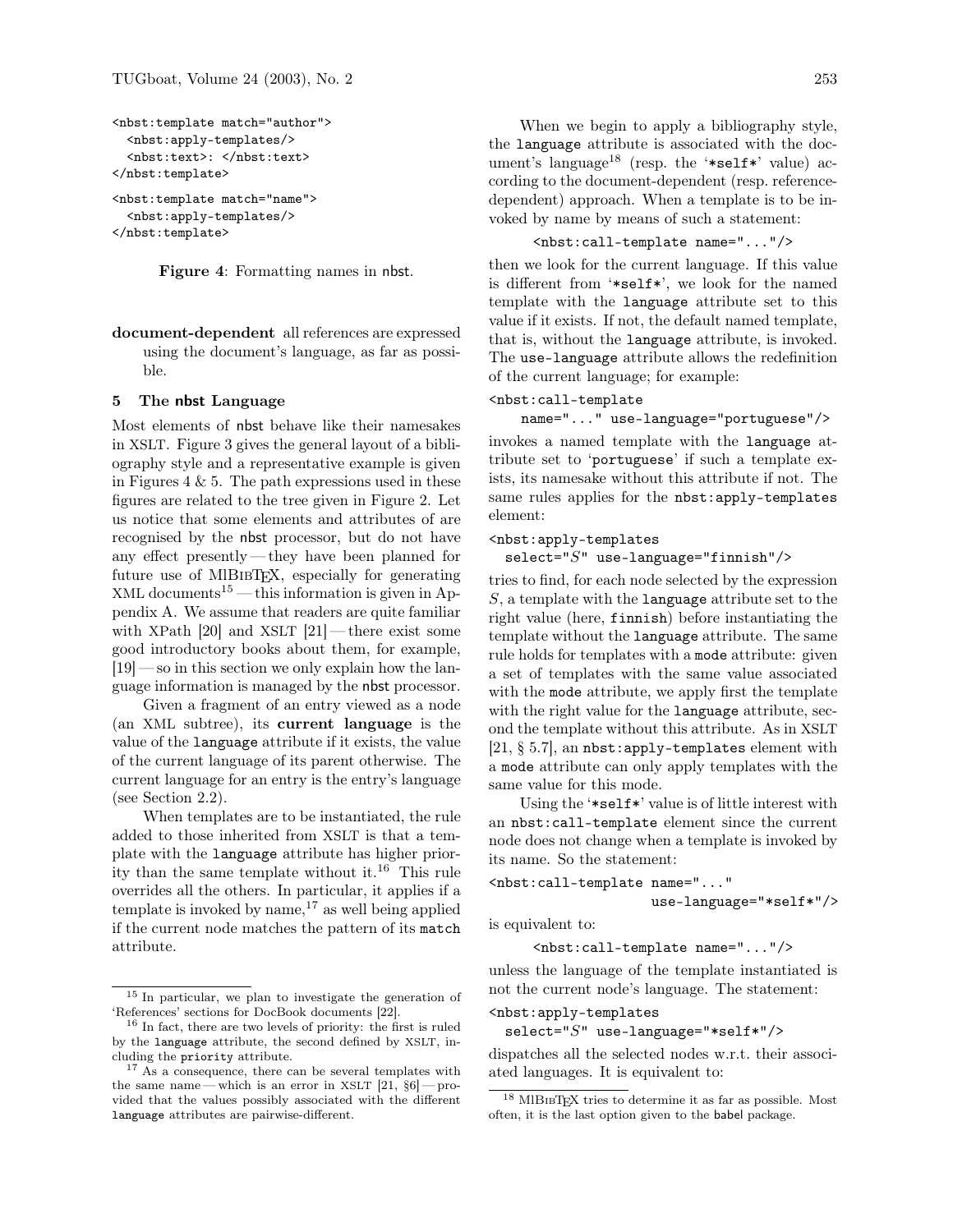```
<nbst:template match="author">
  <nbst:apply-templates/>
  <nbst:text>: </nbst:text>
</nbst:template>

<nbst:template match="name">
  <nbst:apply-templates/>
</nbst:template>
```

**Figure 4**: Formatting names in nbst.

**document-dependent** all references are expressed using the document's language, as far as possible.

## 5 The nbst Language

Most elements of nbst behave like their namesakes in XSLT. Figure 3 gives the general layout of a bibliography style and a representative example is given in Figures 4 & 5. The path expressions used in these figures are related to the tree given in Figure 2. Let us notice that some elements and attributes of are recognised by the nbst processor, but do not have any effect presently — they have been planned for future use of MlBibTeX, especially for generating XML documents[15] — this information is given in Appendix A. We assume that readers are quite familiar with XPath [20] and XSLT [21] — there exist some good introductory books about them, for example, [19] — so in this section we only explain how the language information is managed by the nbst processor.

Given a fragment of an entry viewed as a node (an XML subtree), its **current language** is the value of the `language` attribute if it exists, the value of the current language of its parent otherwise. The current language for an entry is the entry's language (see Section 2.2).

When templates are to be instantiated, the rule added to those inherited from XSLT is that a template with the `language` attribute has higher priority than the same template without it.[16] This rule overrides all the others. In particular, it applies if a template is invoked by name,[17] as well being applied if the current node matches the pattern of its `match` attribute.

When we begin to apply a bibliography style, the `language` attribute is associated with the document's language[18] (resp. the '`*self*`' value) according to the document-dependent (resp. reference-dependent) approach. When a template is to be invoked by name by means of such a statement:

```
<nbst:call-template name="..."/>
```

then we look for the current language. If this value is different from '`*self*`', we look for the named template with the `language` attribute set to this value if it exists. If not, the default named template, that is, without the `language` attribute, is invoked. The `use-language` attribute allows the redefinition of the current language; for example:

```
<nbst:call-template
    name="..." use-language="portuguese"/>
```

invokes a named template with the `language` attribute set to '`portuguese`' if such a template exists, its namesake without this attribute if not. The same rules applies for the `nbst:apply-templates` element:

```
<nbst:apply-templates
  select="S" use-language="finnish"/>
```

tries to find, for each node selected by the expression $S$, a template with the `language` attribute set to the right value (here, `finnish`) before instantiating the template without the `language` attribute. The same rule holds for templates with a `mode` attribute: given a set of templates with the same value associated with the `mode` attribute, we apply first the template with the right value for the `language` attribute, second the template without this attribute. As in XSLT [21, § 5.7], an `nbst:apply-templates` element with a `mode` attribute can only apply templates with the same value for this mode.

Using the '`*self*`' value is of little interest with an `nbst:call-template` element since the current node does not change when a template is invoked by its name. So the statement:

```
<nbst:call-template name="..."
                    use-language="*self*"/>
```

is equivalent to:

```
<nbst:call-template name="..."/>
```

unless the language of the template instantiated is not the current node's language. The statement:

```
<nbst:apply-templates
  select="S" use-language="*self*"/>
```

dispatches all the selected nodes w.r.t. their associated languages. It is equivalent to:

---

[15] In particular, we plan to investigate the generation of 'References' sections for DocBook documents [22].

[16] In fact, there are two levels of priority: the first is ruled by the `language` attribute, the second defined by XSLT, including the `priority` attribute.

[17] As a consequence, there can be several templates with the same name — which is an error in XSLT [21, §6] — provided that the values possibly associated with the different `language` attributes are pairwise-different.

[18] MlBibTeX tries to determine it as far as possible. Most often, it is the last option given to the babel package.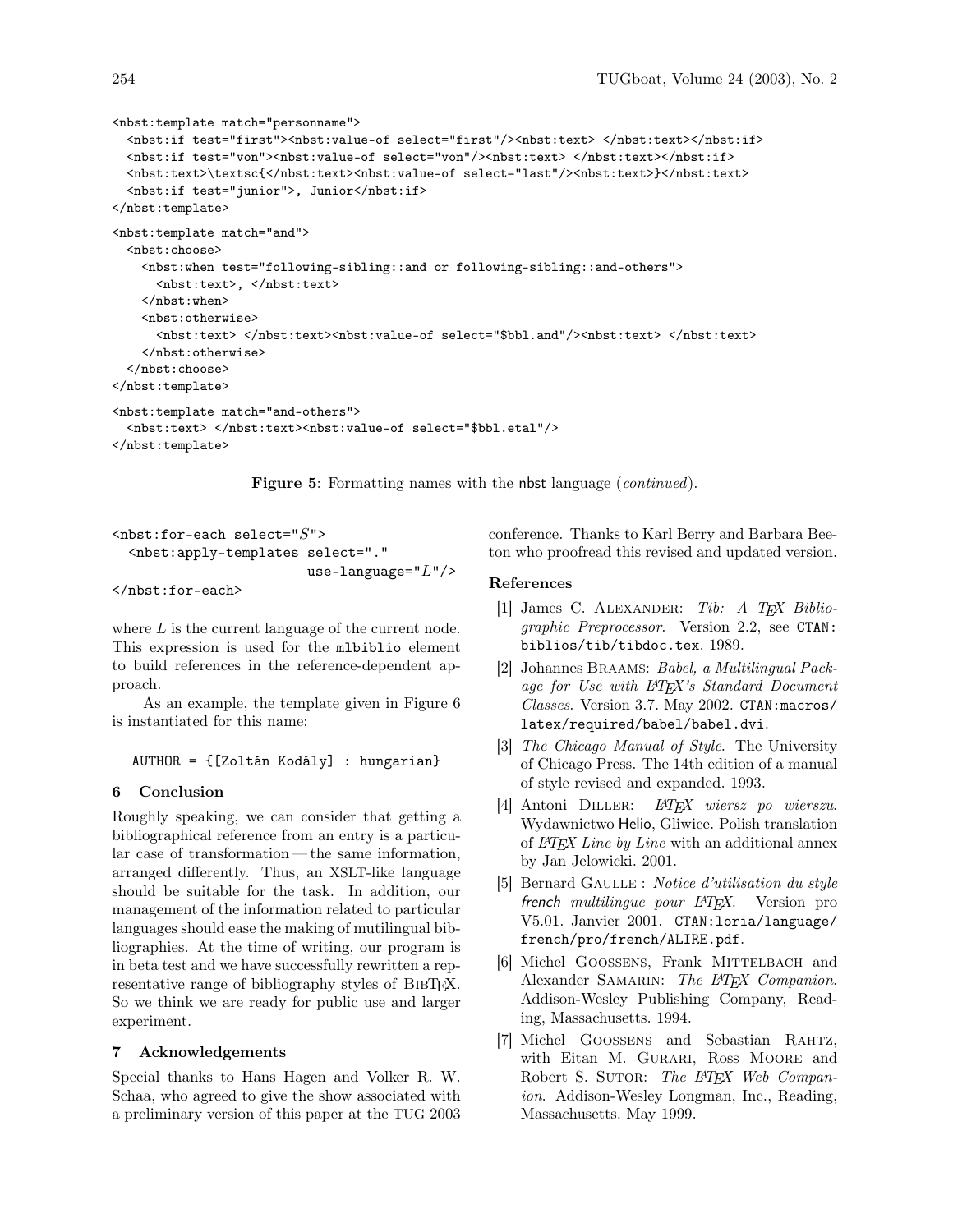```
<nbst:template match="personname">
  <nbst:if test="first"><nbst:value-of select="first"/><nbst:text> </nbst:text></nbst:if>
  <nbst:if test="von"><nbst:value-of select="von"/><nbst:text> </nbst:text></nbst:if>
  <nbst:text>\textsc{</nbst:text><nbst:value-of select="last"/><nbst:text>}</nbst:text>
  <nbst:if test="junior">, Junior</nbst:if>
</nbst:template>

<nbst:template match="and">
  <nbst:choose>
    <nbst:when test="following-sibling::and or following-sibling::and-others">
      <nbst:text>, </nbst:text>
    </nbst:when>
    <nbst:otherwise>
      <nbst:text> </nbst:text><nbst:value-of select="$bbl.and"/><nbst:text> </nbst:text>
    </nbst:otherwise>
  </nbst:choose>
</nbst:template>

<nbst:template match="and-others">
  <nbst:text> </nbst:text><nbst:value-of select="$bbl.etal"/>
</nbst:template>
```

**Figure 5**: Formatting names with the nbst language (*continued*).

```
<nbst:for-each select="S">
  <nbst:apply-templates select="."
                        use-language="L"/>
</nbst:for-each>
```

where $L$ is the current language of the current node. This expression is used for the `mlbiblio` element to build references in the reference-dependent approach.

As an example, the template given in Figure 6 is instantiated for this name:

```
AUTHOR = {[Zoltán Kodály] : hungarian}
```

## 6 Conclusion

Roughly speaking, we can consider that getting a bibliographical reference from an entry is a particular case of transformation — the same information, arranged differently. Thus, an XSLT-like language should be suitable for the task. In addition, our management of the information related to particular languages should ease the making of mutilingual bibliographies. At the time of writing, our program is in beta test and we have successfully rewritten a representative range of bibliography styles of BibTeX. So we think we are ready for public use and larger experiment.

## 7 Acknowledgements

Special thanks to Hans Hagen and Volker R. W. Schaa, who agreed to give the show associated with a preliminary version of this paper at the TUG 2003 conference. Thanks to Karl Berry and Barbara Beeton who proofread this revised and updated version.

## References

[1] James C. Alexander: *Tib: A TeX Bibliographic Preprocessor*. Version 2.2, see `CTAN:biblios/tib/tibdoc.tex`. 1989.

[2] Johannes Braams: *Babel, a Multilingual Package for Use with LaTeX's Standard Document Classes*. Version 3.7. May 2002. `CTAN:macros/latex/required/babel/babel.dvi`.

[3] *The Chicago Manual of Style*. The University of Chicago Press. The 14th edition of a manual of style revised and expanded. 1993.

[4] Antoni Diller: *LaTeX wiersz po wierszu*. Wydawnictwo Helio, Gliwice. Polish translation of *LaTeX Line by Line* with an additional annex by Jan Jelowicki. 2001.

[5] Bernard Gaulle : *Notice d'utilisation du style french multilingue pour LaTeX*. Version pro V5.01. Janvier 2001. `CTAN:loria/language/french/pro/french/ALIRE.pdf`.

[6] Michel Goossens, Frank Mittelbach and Alexander Samarin: *The LaTeX Companion*. Addison-Wesley Publishing Company, Reading, Massachusetts. 1994.

[7] Michel Goossens and Sebastian Rahtz, with Eitan M. Gurari, Ross Moore and Robert S. Sutor: *The LaTeX Web Companion*. Addison-Wesley Longman, Inc., Reading, Massachusetts. May 1999.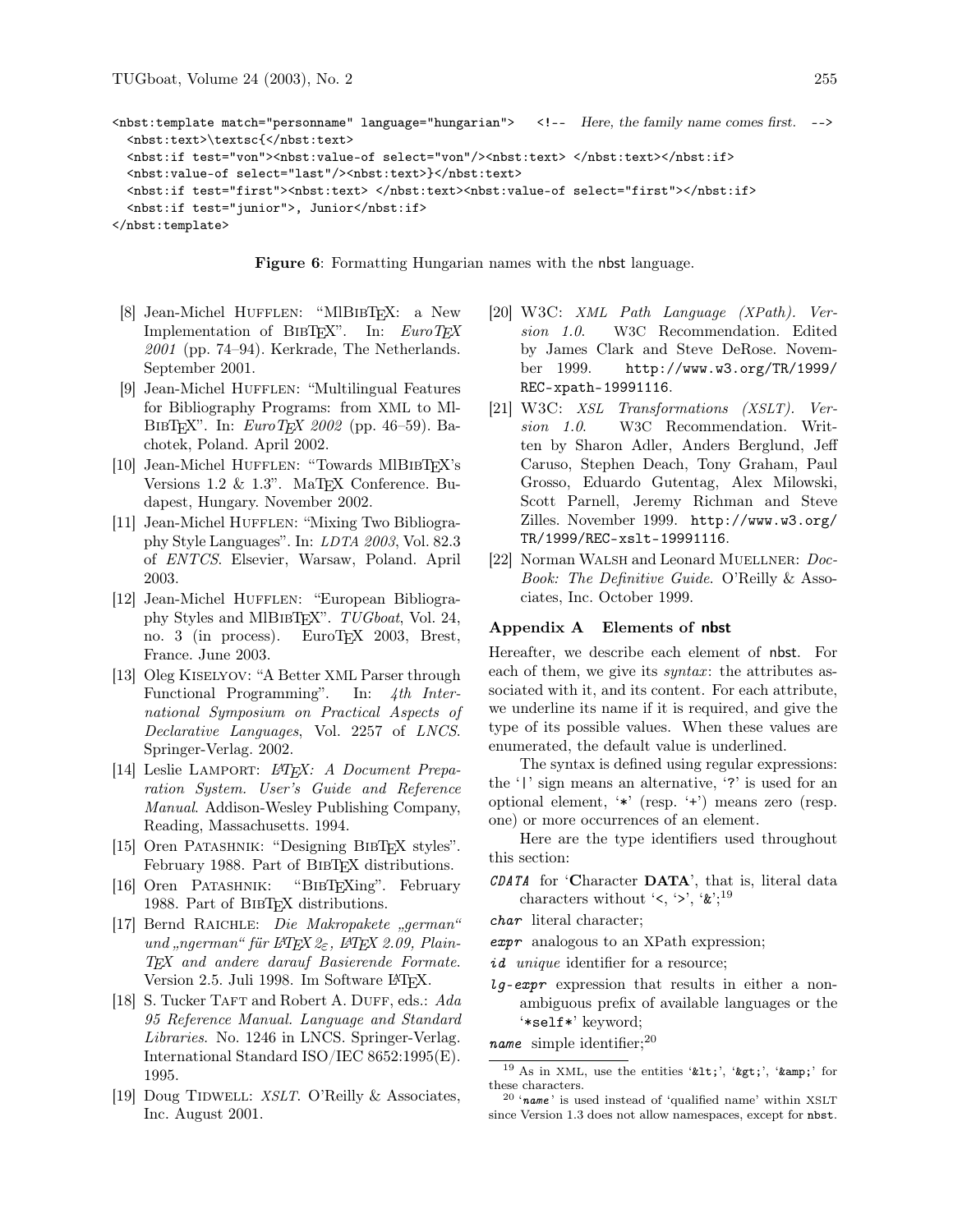```
<nbst:template match="personname" language="hungarian">   <!-- Here, the family name comes first. -->
  <nbst:text>\textsc{</nbst:text>
  <nbst:if test="von"><nbst:value-of select="von"/><nbst:text> </nbst:text></nbst:if>
  <nbst:value-of select="last"/><nbst:text>}</nbst:text>
  <nbst:if test="first"><nbst:text> </nbst:text><nbst:value-of select="first"></nbst:if>
  <nbst:if test="junior">, Junior</nbst:if>
</nbst:template>
```

**Figure 6**: Formatting Hungarian names with the nbst language.

[8] Jean-Michel HUFFLEN: "MlBIBTEX: a New Implementation of BIBTEX". In: *EuroTEX 2001* (pp. 74–94). Kerkrade, The Netherlands. September 2001.

[9] Jean-Michel HUFFLEN: "Multilingual Features for Bibliography Programs: from XML to MlBIBTEX". In: *EuroTEX 2002* (pp. 46–59). Bachotek, Poland. April 2002.

[10] Jean-Michel HUFFLEN: "Towards MlBIBTEX's Versions 1.2 & 1.3". MaTEX Conference. Budapest, Hungary. November 2002.

[11] Jean-Michel HUFFLEN: "Mixing Two Bibliography Style Languages". In: *LDTA 2003*, Vol. 82.3 of *ENTCS*. Elsevier, Warsaw, Poland. April 2003.

[12] Jean-Michel HUFFLEN: "European Bibliography Styles and MlBIBTEX". *TUGboat*, Vol. 24, no. 3 (in process). EuroTEX 2003, Brest, France. June 2003.

[13] Oleg KISELYOV: "A Better XML Parser through Functional Programming". In: *4th International Symposium on Practical Aspects of Declarative Languages*, Vol. 2257 of *LNCS*. Springer-Verlag. 2002.

[14] Leslie LAMPORT: *LATEX: A Document Preparation System. User's Guide and Reference Manual*. Addison-Wesley Publishing Company, Reading, Massachusetts. 1994.

[15] Oren PATASHNIK: "Designing BIBTEX styles". February 1988. Part of BIBTEX distributions.

[16] Oren PATASHNIK: "BIBTEXing". February 1988. Part of BIBTEX distributions.

[17] Bernd RAICHLE: *Die Makropakete „german" und „ngerman" für LATEX 2ε, LATEX 2.09, Plain-TEX and andere darauf Basierende Formate*. Version 2.5. Juli 1998. Im Software LATEX.

[18] S. Tucker TAFT and Robert A. DUFF, eds.: *Ada 95 Reference Manual. Language and Standard Libraries*. No. 1246 in LNCS. Springer-Verlag. International Standard ISO/IEC 8652:1995(E). 1995.

[19] Doug TIDWELL: *XSLT*. O'Reilly & Associates, Inc. August 2001.

[20] W3C: *XML Path Language (XPath). Version 1.0*. W3C Recommendation. Edited by James Clark and Steve DeRose. November 1999. `http://www.w3.org/TR/1999/REC-xpath-19991116`.

[21] W3C: *XSL Transformations (XSLT). Version 1.0*. W3C Recommendation. Written by Sharon Adler, Anders Berglund, Jeff Caruso, Stephen Deach, Tony Graham, Paul Grosso, Eduardo Gutentag, Alex Milowski, Scott Parnell, Jeremy Richman and Steve Zilles. November 1999. `http://www.w3.org/TR/1999/REC-xslt-19991116`.

[22] Norman WALSH and Leonard MUELLNER: *DocBook: The Definitive Guide*. O'Reilly & Associates, Inc. October 1999.

### Appendix A Elements of nbst

Hereafter, we describe each element of nbst. For each of them, we give its *syntax*: the attributes associated with it, and its content. For each attribute, we underline its name if it is required, and give the type of its possible values. When these values are enumerated, the default value is underlined.

The syntax is defined using regular expressions: the '|' sign means an alternative, '?' is used for an optional element, '*' (resp. '+') means zero (resp. one) or more occurrences of an element.

Here are the type identifiers used throughout this section:

- ***CDATA*** for '**C**haracter **DATA**', that is, literal data characters without '<, '>', '&';[19]
- ***char*** literal character;
- ***expr*** analogous to an XPath expression;
- ***id*** *unique* identifier for a resource;
- ***lg-expr*** expression that results in either a non-ambiguous prefix of available languages or the '*self*' keyword;
- ***name*** simple identifier;[20]

[19] As in XML, use the entities '&lt;', '&gt;', '&amp;' for these characters.

[20] '*name*' is used instead of 'qualified name' within XSLT since Version 1.3 does not allow namespaces, except for nbst.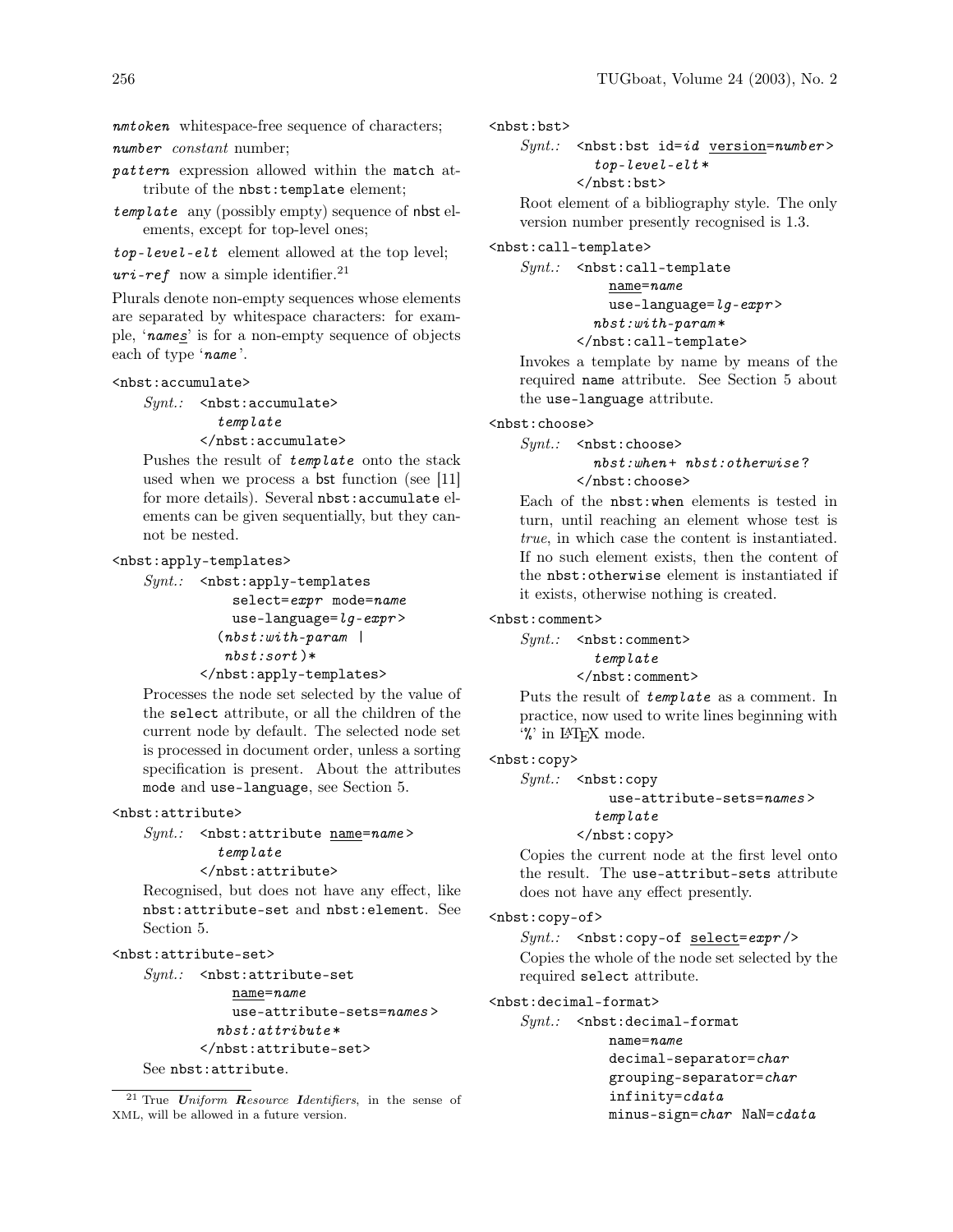*nmtoken* whitespace-free sequence of characters;

*number* *constant* number;

*pattern* expression allowed within the `match` attribute of the `nbst:template` element;

*template* any (possibly empty) sequence of nbst elements, except for top-level ones;

*top-level-elt* element allowed at the top level;

*uri-ref* now a simple identifier.[21]

Plurals denote non-empty sequences whose elements are separated by whitespace characters: for example, '*names*' is for a non-empty sequence of objects each of type '*name*'.

`<nbst:accumulate>`

*Synt.:*
```
<nbst:accumulate>
  template
</nbst:accumulate>
```

Pushes the result of *template* onto the stack used when we process a bst function (see [11] for more details). Several `nbst:accumulate` elements can be given sequentially, but they cannot be nested.

`<nbst:apply-templates>`

*Synt.:*
```
<nbst:apply-templates
    select=expr mode=name
    use-language=lg-expr>
  (nbst:with-param |
   nbst:sort)*
</nbst:apply-templates>
```

Processes the node set selected by the value of the `select` attribute, or all the children of the current node by default. The selected node set is processed in document order, unless a sorting specification is present. About the attributes `mode` and `use-language`, see Section 5.

`<nbst:attribute>`

*Synt.:*
```
<nbst:attribute name=name>
  template
</nbst:attribute>
```

Recognised, but does not have any effect, like `nbst:attribute-set` and `nbst:element`. See Section 5.

`<nbst:attribute-set>`

*Synt.:*
```
<nbst:attribute-set
    name=name
    use-attribute-sets=names>
  nbst:attribute*
</nbst:attribute-set>
```

See `nbst:attribute`.

`<nbst:bst>`

*Synt.:*
```
<nbst:bst id=id version=number>
  top-level-elt*
</nbst:bst>
```

Root element of a bibliography style. The only version number presently recognised is 1.3.

`<nbst:call-template>`

*Synt.:*
```
<nbst:call-template
    name=name
    use-language=lg-expr>
  nbst:with-param*
</nbst:call-template>
```

Invokes a template by name by means of the required `name` attribute. See Section 5 about the `use-language` attribute.

`<nbst:choose>`

*Synt.:*
```
<nbst:choose>
  nbst:when+ nbst:otherwise?
</nbst:choose>
```

Each of the `nbst:when` elements is tested in turn, until reaching an element whose test is *true*, in which case the content is instantiated. If no such element exists, then the content of the `nbst:otherwise` element is instantiated if it exists, otherwise nothing is created.

`<nbst:comment>`

*Synt.:*
```
<nbst:comment>
  template
</nbst:comment>
```

Puts the result of *template* as a comment. In practice, now used to write lines beginning with '%' in LaTeX mode.

`<nbst:copy>`

*Synt.:*
```
<nbst:copy
    use-attribute-sets=names>
  template
</nbst:copy>
```

Copies the current node at the first level onto the result. The `use-attribut-sets` attribute does not have any effect presently.

`<nbst:copy-of>`

*Synt.:* `<nbst:copy-of select=expr/>`

Copies the whole of the node set selected by the required `select` attribute.

`<nbst:decimal-format>`

*Synt.:*
```
<nbst:decimal-format
    name=name
    decimal-separator=char
    grouping-separator=char
    infinity=cdata
    minus-sign=char NaN=cdata
```

[21] True *Uniform Resource Identifiers*, in the sense of XML, will be allowed in a future version.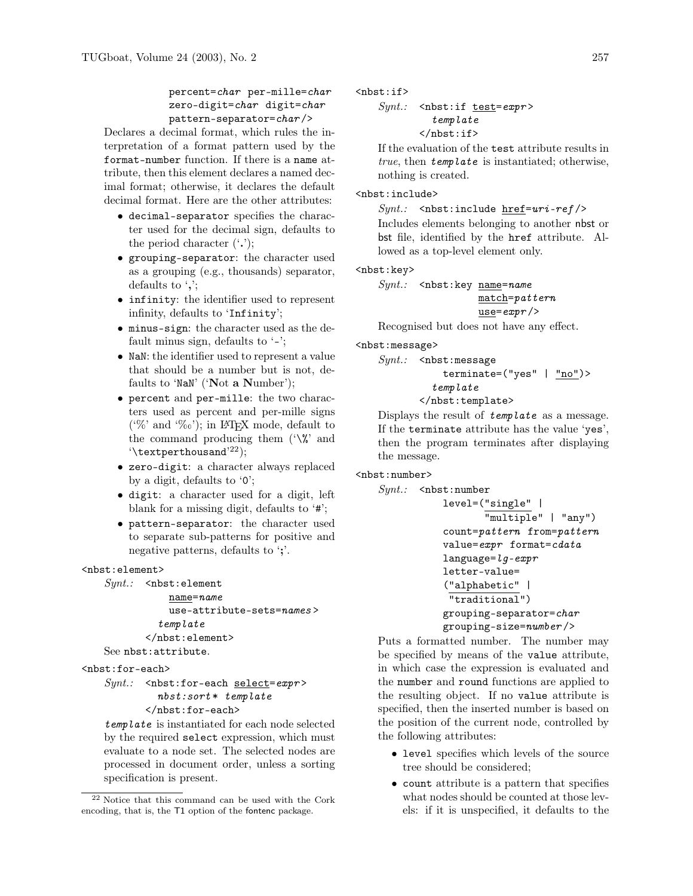percent=*char* per-mille=*char*
zero-digit=*char* digit=*char*
pattern-separator=*char*/>

Declares a decimal format, which rules the interpretation of a format pattern used by the `format-number` function. If there is a `name` attribute, then this element declares a named decimal format; otherwise, it declares the default decimal format. Here are the other attributes:

- `decimal-separator` specifies the character used for the decimal sign, defaults to the period character ('.');
- `grouping-separator`: the character used as a grouping (e.g., thousands) separator, defaults to ',';
- `infinity`: the identifier used to represent infinity, defaults to 'Infinity';
- `minus-sign`: the character used as the default minus sign, defaults to '-';
- `NaN`: the identifier used to represent a value that should be a number but is not, defaults to 'NaN' ('**N**ot **a** **N**umber');
- `percent` and `per-mille`: the two characters used as percent and per-mille signs ('%' and '‰'); in LaTeX mode, default to the command producing them ('\%' and '\textperthousand'[22]);
- `zero-digit`: a character always replaced by a digit, defaults to '0';
- `digit`: a character used for a digit, left blank for a missing digit, defaults to '#';
- `pattern-separator`: the character used to separate sub-patterns for positive and negative patterns, defaults to ';'.

`<nbst:element>`

*Synt.:* `<nbst:element` <u>name</u>=*name* use-attribute-sets=*names*`>` *template* `</nbst:element>`

See `nbst:attribute`.

`<nbst:for-each>`

*Synt.:* `<nbst:for-each` <u>select</u>=*expr*`>` *nbst:sort\* template* `</nbst:for-each>`

*template* is instantiated for each node selected by the required `select` expression, which must evaluate to a node set. The selected nodes are processed in document order, unless a sorting specification is present.

[22] Notice that this command can be used with the Cork encoding, that is, the T1 option of the fontenc package.

`<nbst:if>`

*Synt.:* `<nbst:if` <u>test</u>=*expr*`>` *template* `</nbst:if>`

If the evaluation of the `test` attribute results in *true*, then *template* is instantiated; otherwise, nothing is created.

`<nbst:include>`

*Synt.:* `<nbst:include` <u>href</u>=*uri-ref*`/>`

Includes elements belonging to another nbst or bst file, identified by the `href` attribute. Allowed as a top-level element only.

`<nbst:key>`

*Synt.:* `<nbst:key` <u>name</u>=*name* <u>match</u>=*pattern* <u>use</u>=*expr*`/>`

Recognised but does not have any effect.

`<nbst:message>`

*Synt.:* `<nbst:message terminate=("yes" |` <u>"no"</u>`)>` *template* `</nbst:template>`

Displays the result of *template* as a message. If the `terminate` attribute has the value 'yes', then the program terminates after displaying the message.

`<nbst:number>`

*Synt.:* `<nbst:number level=(`<u>"single"</u>` | "multiple" | "any")` count=*pattern* from=*pattern* value=*expr* format=*cdata* language=*lg-expr* letter-value=(<u>"alphabetic"</u> | "traditional") grouping-separator=*char* grouping-size=*number*`/>`

Puts a formatted number. The number may be specified by means of the `value` attribute, in which case the expression is evaluated and the `number` and `round` functions are applied to the resulting object. If no `value` attribute is specified, then the inserted number is based on the position of the current node, controlled by the following attributes:

- `level` specifies which levels of the source tree should be considered;
- `count` attribute is a pattern that specifies what nodes should be counted at those levels: if it is unspecified, it defaults to the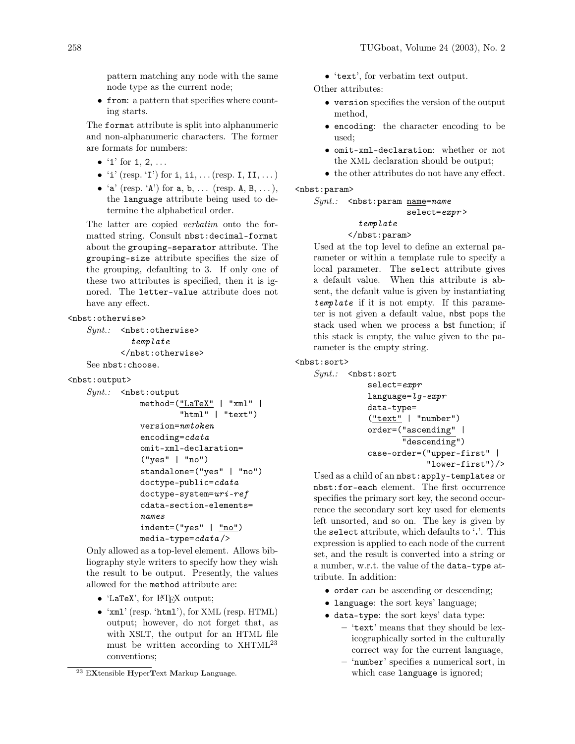pattern matching any node with the same node type as the current node;

- `from`: a pattern that specifies where counting starts.

The `format` attribute is split into alphanumeric and non-alphanumeric characters. The former are formats for numbers:

- '`1`' for `1`, `2`, ...
- '`i`' (resp. '`I`') for `i`, `ii`, ... (resp. `I`, `II`, ... )
- '`a`' (resp. '`A`') for `a`, `b`, ... (resp. `A`, `B`, ...), the `language` attribute being used to determine the alphabetical order.

The latter are copied *verbatim* onto the formatted string. Consult `nbst:decimal-format` about the `grouping-separator` attribute. The `grouping-size` attribute specifies the size of the grouping, defaulting to 3. If only one of these two attributes is specified, then it is ignored. The `letter-value` attribute does not have any effect.

`<nbst:otherwise>`

*Synt.:*
```
<nbst:otherwise>
   template
</nbst:otherwise>
```

See `nbst:choose`.

`<nbst:output>`

*Synt.:*
```
<nbst:output
     method=("LaTeX" | "xml" |
             "html" | "text")
     version=nmtoken
     encoding=cdata
     omit-xml-declaration=
     ("yes" | "no")
     standalone=("yes" | "no")
     doctype-public=cdata
     doctype-system=uri-ref
     cdata-section-elements=
     names
     indent=("yes" | "no")
     media-type=cdata/>
```

Only allowed as a top-level element. Allows bibliography style writers to specify how they wish the result to be output. Presently, the values allowed for the `method` attribute are:

- '`LaTeX`', for LaTeX output;
- '`xml`' (resp. '`html`'), for XML (resp. HTML) output; however, do not forget that, as with XSLT, the output for an HTML file must be written according to XHTML[23] conventions;
- '`text`', for verbatim text output.

Other attributes:

- `version` specifies the version of the output method,
- `encoding`: the character encoding to be used;
- `omit-xml-declaration`: whether or not the XML declaration should be output;
- the other attributes do not have any effect.

`<nbst:param>`

*Synt.:*
```
<nbst:param name=name
            select=expr>
   template
</nbst:param>
```

Used at the top level to define an external parameter or within a template rule to specify a local parameter. The `select` attribute gives a default value. When this attribute is absent, the default value is given by instantiating *`template`* if it is not empty. If this parameter is not given a default value, nbst pops the stack used when we process a bst function; if this stack is empty, the value given to the parameter is the empty string.

`<nbst:sort>`

*Synt.:*
```
<nbst:sort
     select=expr
     language=lg-expr
     data-type=
     ("text" | "number")
     order=("ascending" |
            "descending")
     case-order=("upper-first" |
                 "lower-first")/>
```

Used as a child of an `nbst:apply-templates` or `nbst:for-each` element. The first occurrence specifies the primary sort key, the second occurrence the secondary sort key used for elements left unsorted, and so on. The key is given by the `select` attribute, which defaults to '`.`'. This expression is applied to each node of the current set, and the result is converted into a string or a number, w.r.t. the value of the `data-type` attribute. In addition:

- `order` can be ascending or descending;
- `language`: the sort keys' language;
- `data-type`: the sort keys' data type:
  - '`text`' means that they should be lexicographically sorted in the culturally correct way for the current language,
  - '`number`' specifies a numerical sort, in which case `language` is ignored;

[23] E**X**tensible **H**yper**T**ext **M**arkup **L**anguage.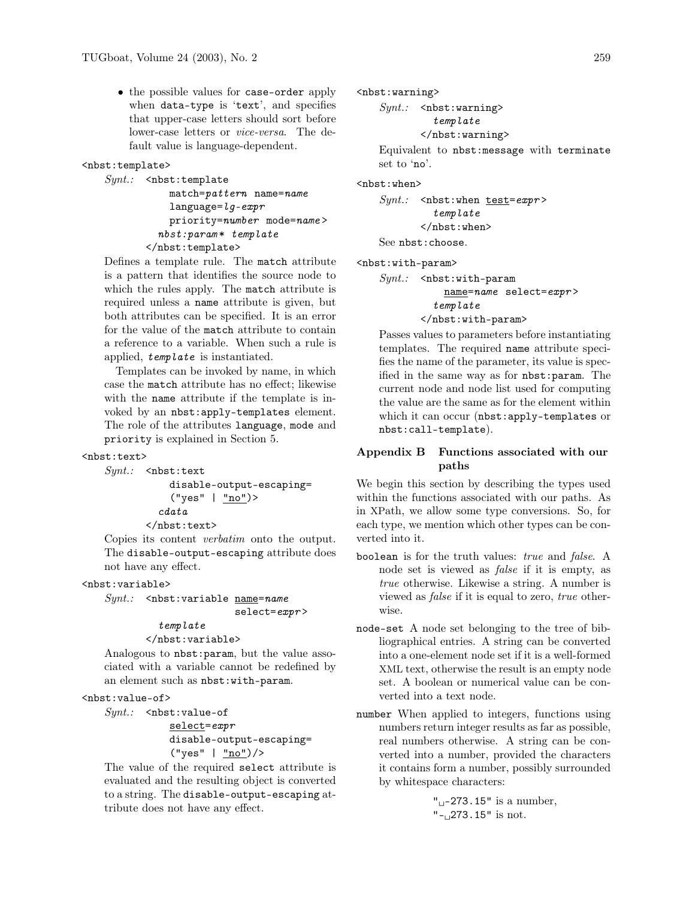- the possible values for `case-order` apply when `data-type` is '`text`', and specifies that upper-case letters should sort before lower-case letters or *vice-versa*. The default value is language-dependent.

`<nbst:template>`

*Synt.:*
```
<nbst:template
    match=pattern name=name
    language=lg-expr
    priority=number mode=name>
  nbst:param* template
</nbst:template>
```

Defines a template rule. The `match` attribute is a pattern that identifies the source node to which the rules apply. The `match` attribute is required unless a `name` attribute is given, but both attributes can be specified. It is an error for the value of the `match` attribute to contain a reference to a variable. When such a rule is applied, *`template`* is instantiated.

Templates can be invoked by name, in which case the `match` attribute has no effect; likewise with the `name` attribute if the template is invoked by an `nbst:apply-templates` element. The role of the attributes `language`, `mode` and `priority` is explained in Section 5.

`<nbst:text>`

*Synt.:*
```
<nbst:text
    disable-output-escaping=
    ("yes" | "no")>
  cdata
</nbst:text>
```

Copies its content *verbatim* onto the output. The `disable-output-escaping` attribute does not have any effect.

`<nbst:variable>`

*Synt.:*
```
<nbst:variable name=name
               select=expr>
  template
</nbst:variable>
```

Analogous to `nbst:param`, but the value associated with a variable cannot be redefined by an element such as `nbst:with-param`.

`<nbst:value-of>`

*Synt.:*
```
<nbst:value-of
    select=expr
    disable-output-escaping=
    ("yes" | "no")/>
```

The value of the required `select` attribute is evaluated and the resulting object is converted to a string. The `disable-output-escaping` attribute does not have any effect.

`<nbst:warning>`

*Synt.:*
```
<nbst:warning>
  template
</nbst:warning>
```

Equivalent to `nbst:message` with `terminate` set to '`no`'.

`<nbst:when>`

*Synt.:*
```
<nbst:when test=expr>
  template
</nbst:when>
```

See `nbst:choose`.

`<nbst:with-param>`

*Synt.:*
```
<nbst:with-param
    name=name select=expr>
  template
</nbst:with-param>
```

Passes values to parameters before instantiating templates. The required `name` attribute specifies the name of the parameter, its value is specified in the same way as for `nbst:param`. The current node and node list used for computing the value are the same as for the element within which it can occur (`nbst:apply-templates` or `nbst:call-template`).

## Appendix B Functions associated with our paths

We begin this section by describing the types used within the functions associated with our paths. As in XPath, we allow some type conversions. So, for each type, we mention which other types can be converted into it.

`boolean` is for the truth values: *true* and *false*. A node set is viewed as *false* if it is empty, as *true* otherwise. Likewise a string. A number is viewed as *false* if it is equal to zero, *true* otherwise.

`node-set` A node set belonging to the tree of bibliographical entries. A string can be converted into a one-element node set if it is a well-formed XML text, otherwise the result is an empty node set. A boolean or numerical value can be converted into a text node.

`number` When applied to integers, functions using numbers return integer results as far as possible, real numbers otherwise. A string can be converted into a number, provided the characters it contains form a number, possibly surrounded by whitespace characters:

`"␣-273.15"` is a number,
`"-␣273.15"` is not.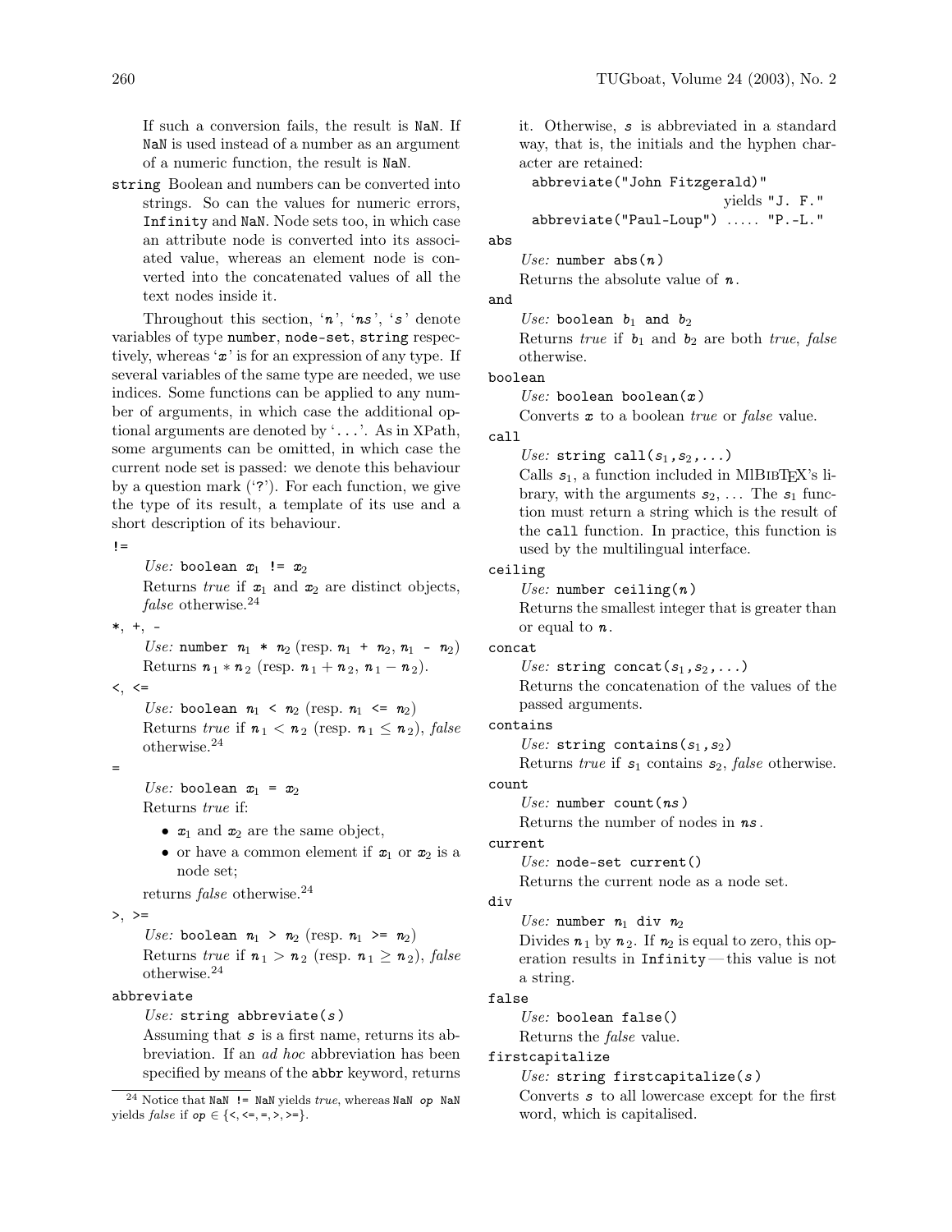If such a conversion fails, the result is `NaN`. If `NaN` is used instead of a number as an argument of a numeric function, the result is `NaN`.

`string` Boolean and numbers can be converted into strings. So can the values for numeric errors, `Infinity` and `NaN`. Node sets too, in which case an attribute node is converted into its associated value, whereas an element node is converted into the concatenated values of all the text nodes inside it.

Throughout this section, '*n*', '*ns*', '*s*' denote variables of type `number`, `node-set`, `string` respectively, whereas '*x*' is for an expression of any type. If several variables of the same type are needed, we use indices. Some functions can be applied to any number of arguments, in which case the additional optional arguments are denoted by '`...`'. As in XPath, some arguments can be omitted, in which case the current node set is passed: we denote this behaviour by a question mark ('`?`'). For each function, we give the type of its result, a template of its use and a short description of its behaviour.

`!=`
: *Use:* `boolean` $x_1$ `!=` $x_2$
: Returns *true* if $x_1$ and $x_2$ are distinct objects, *false* otherwise.[24]

`*`, `+`, `-`
: *Use:* `number` $n_1$ `*` $n_2$ (resp. $n_1$ `+` $n_2$, $n_1$ `-` $n_2$)
: Returns $n_1 * n_2$ (resp. $n_1 + n_2$, $n_1 - n_2$).

`<`, `<=`
: *Use:* `boolean` $n_1$ `<` $n_2$ (resp. $n_1$ `<=` $n_2$)
: Returns *true* if $n_1 < n_2$ (resp. $n_1 \leq n_2$), *false* otherwise.[24]

`=`
: *Use:* `boolean` $x_1$ `=` $x_2$
: Returns *true* if:
  - $x_1$ and $x_2$ are the same object,
  - or have a common element if $x_1$ or $x_2$ is a node set;

  returns *false* otherwise.[24]

`>`, `>=`
: *Use:* `boolean` $n_1$ `>` $n_2$ (resp. $n_1$ `>=` $n_2$)
: Returns *true* if $n_1 > n_2$ (resp. $n_1 \geq n_2$), *false* otherwise.[24]

`abbreviate`
: *Use:* `string abbreviate(`*s*`)`
: Assuming that *s* is a first name, returns its abbreviation. If an *ad hoc* abbreviation has been specified by means of the `abbr` keyword, returns it. Otherwise, *s* is abbreviated in a standard way, that is, the initials and the hyphen character are retained:

  `abbreviate("John Fitzgerald)"` yields `"J. F."`

  `abbreviate("Paul-Loup")` ..... `"P.-L."`

`abs`
: *Use:* `number abs(`*n*`)`
: Returns the absolute value of *n*.

`and`
: *Use:* `boolean` $b_1$ `and` $b_2$
: Returns *true* if $b_1$ and $b_2$ are both *true*, *false* otherwise.

`boolean`
: *Use:* `boolean boolean(`*x*`)`
: Converts *x* to a boolean *true* or *false* value.

`call`
: *Use:* `string call(`$s_1$`,`$s_2$`,...)`
: Calls $s_1$, a function included in MlBibTeX's library, with the arguments $s_2$, ... The $s_1$ function must return a string which is the result of the `call` function. In practice, this function is used by the multilingual interface.

`ceiling`
: *Use:* `number ceiling(`*n*`)`
: Returns the smallest integer that is greater than or equal to *n*.

`concat`
: *Use:* `string concat(`$s_1$`,`$s_2$`,...)`
: Returns the concatenation of the values of the passed arguments.

`contains`
: *Use:* `string contains(`$s_1$`,`$s_2$`)`
: Returns *true* if $s_1$ contains $s_2$, *false* otherwise.

`count`
: *Use:* `number count(`*ns*`)`
: Returns the number of nodes in *ns*.

`current`
: *Use:* `node-set current()`
: Returns the current node as a node set.

`div`
: *Use:* `number` $n_1$ `div` $n_2$
: Divides $n_1$ by $n_2$. If $n_2$ is equal to zero, this operation results in `Infinity` — this value is not a string.

`false`
: *Use:* `boolean false()`
: Returns the *false* value.

`firstcapitalize`
: *Use:* `string firstcapitalize(`*s*`)`
: Converts *s* to all lowercase except for the first word, which is capitalised.

---

[24] Notice that `NaN != NaN` yields *true*, whereas `NaN` *op* `NaN` yields *false* if *op* ∈ {`<`, `<=`, `=`, `>`, `>=`}.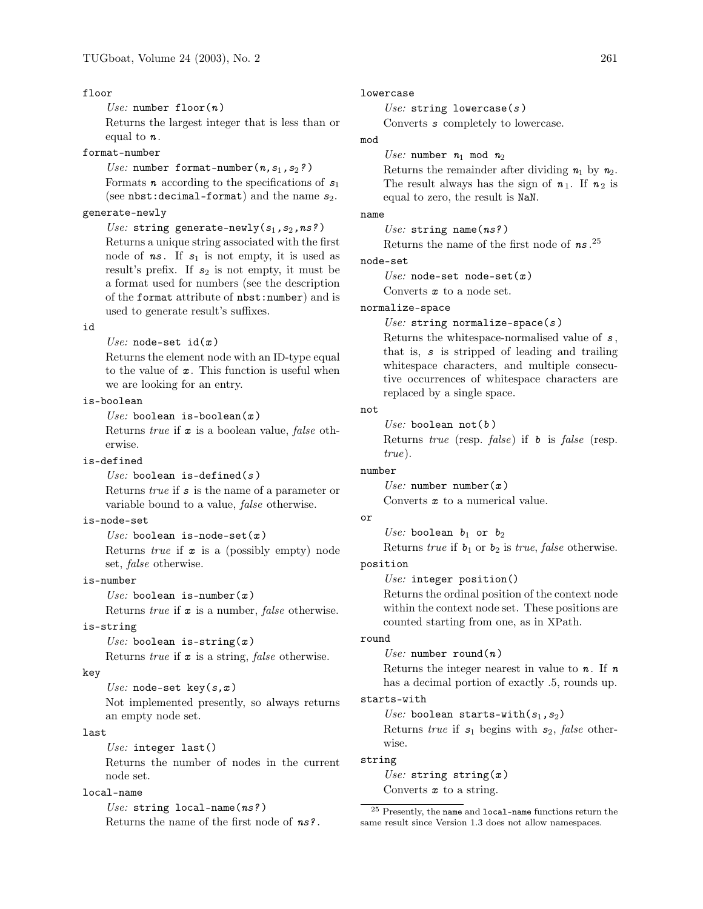`floor`

*Use:* `number floor(`*n*`)`

Returns the largest integer that is less than or equal to *n*.

`format-number`

*Use:* `number format-number(`*n*`,`$s_1$`,`$s_2$`?)`

Formats *n* according to the specifications of $s_1$ (see `nbst:decimal-format`) and the name $s_2$.

`generate-newly`

*Use:* `string generate-newly(`$s_1$`,`$s_2$`,`*ns*`?)`

Returns a unique string associated with the first node of *ns*. If $s_1$ is not empty, it is used as result's prefix. If $s_2$ is not empty, it must be a format used for numbers (see the description of the `format` attribute of `nbst:number`) and is used to generate result's suffixes.

`id`

*Use:* `node-set id(`*x*`)`

Returns the element node with an ID-type equal to the value of *x*. This function is useful when we are looking for an entry.

`is-boolean`

*Use:* `boolean is-boolean(`*x*`)`

Returns *true* if *x* is a boolean value, *false* otherwise.

`is-defined`

*Use:* `boolean is-defined(`*s*`)`

Returns *true* if *s* is the name of a parameter or variable bound to a value, *false* otherwise.

`is-node-set`

*Use:* `boolean is-node-set(`*x*`)`

Returns *true* if *x* is a (possibly empty) node set, *false* otherwise.

`is-number`

*Use:* `boolean is-number(`*x*`)`

Returns *true* if *x* is a number, *false* otherwise.

`is-string`

*Use:* `boolean is-string(`*x*`)`

Returns *true* if *x* is a string, *false* otherwise.

`key`

*Use:* `node-set key(`*s*`,`*x*`)`

Not implemented presently, so always returns an empty node set.

`last`

*Use:* `integer last()`

Returns the number of nodes in the current node set.

`local-name`

*Use:* `string local-name(`*ns*`?)`

Returns the name of the first node of *ns?*.

`lowercase`

*Use:* `string lowercase(`*s*`)`

Converts *s* completely to lowercase.

`mod`

*Use:* `number` $n_1$ `mod` $n_2$

Returns the remainder after dividing $n_1$ by $n_2$. The result always has the sign of $n_1$. If $n_2$ is equal to zero, the result is `NaN`.

`name`

*Use:* `string name(`*ns*`?)`

Returns the name of the first node of *ns*.[25]

`node-set`

*Use:* `node-set node-set(`*x*`)`

Converts *x* to a node set.

`normalize-space`

*Use:* `string normalize-space(`*s*`)`

Returns the whitespace-normalised value of *s*, that is, *s* is stripped of leading and trailing whitespace characters, and multiple consecutive occurrences of whitespace characters are replaced by a single space.

`not`

*Use:* `boolean not(`*b*`)`

Returns *true* (resp. *false*) if *b* is *false* (resp. *true*).

`number`

*Use:* `number number(`*x*`)`

Converts *x* to a numerical value.

`or`

*Use:* `boolean` $b_1$ `or` $b_2$

Returns *true* if $b_1$ or $b_2$ is *true*, *false* otherwise.

`position`

*Use:* `integer position()`

Returns the ordinal position of the context node within the context node set. These positions are counted starting from one, as in XPath.

`round`

*Use:* `number round(`*n*`)`

Returns the integer nearest in value to *n*. If *n* has a decimal portion of exactly .5, rounds up.

`starts-with`

*Use:* `boolean starts-with(`$s_1$`,`$s_2$`)`

Returns *true* if $s_1$ begins with $s_2$, *false* otherwise.

`string`

*Use:* `string string(`*x*`)`

Converts *x* to a string.

---

[25] Presently, the `name` and `local-name` functions return the same result since Version 1.3 does not allow namespaces.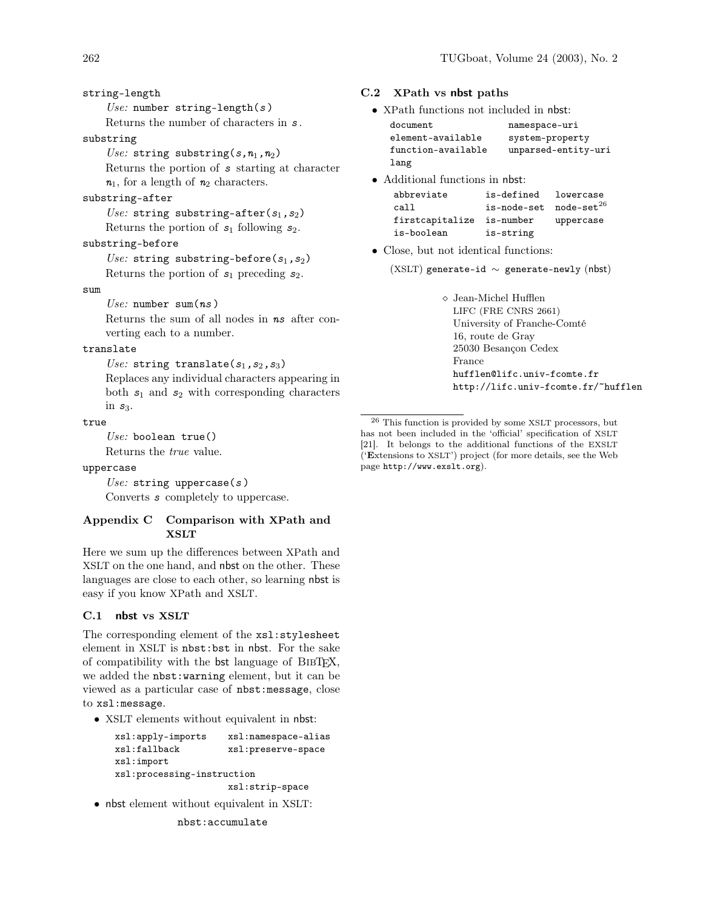`string-length`

*Use:* `number string-length(s)`

Returns the number of characters in *s*.

`substring`

*Use:* `string substring(s,n1,n2)`

Returns the portion of *s* starting at character $n_1$, for a length of $n_2$ characters.

`substring-after`

*Use:* `string substring-after(s1,s2)`

Returns the portion of $s_1$ following $s_2$.

`substring-before`

*Use:* `string substring-before(s1,s2)`

Returns the portion of $s_1$ preceding $s_2$.

`sum`

*Use:* `number sum(ns)`

Returns the sum of all nodes in *ns* after converting each to a number.

`translate`

*Use:* `string translate(s1,s2,s3)`

Replaces any individual characters appearing in both $s_1$ and $s_2$ with corresponding characters in $s_3$.

`true`

*Use:* `boolean true()`

Returns the *true* value.

`uppercase`

*Use:* `string uppercase(s)`

Converts *s* completely to uppercase.

## Appendix C Comparison with XPath and XSLT

Here we sum up the differences between XPath and XSLT on the one hand, and nbst on the other. These languages are close to each other, so learning nbst is easy if you know XPath and XSLT.

### C.1 nbst vs XSLT

The corresponding element of the `xsl:stylesheet` element in XSLT is `nbst:bst` in nbst. For the sake of compatibility with the bst language of BibTeX, we added the `nbst:warning` element, but it can be viewed as a particular case of `nbst:message`, close to `xsl:message`.

- XSLT elements without equivalent in nbst:

```
xsl:apply-imports      xsl:namespace-alias
xsl:fallback           xsl:preserve-space
xsl:import
xsl:processing-instruction
                       xsl:strip-space
```

- nbst element without equivalent in XSLT:

```
nbst:accumulate
```

### C.2 XPath vs nbst paths

- XPath functions not included in nbst:

```
document             namespace-uri
element-available    system-property
function-available   unparsed-entity-uri
lang
```

- Additional functions in nbst:

```
abbreviate       is-defined    lowercase
call             is-node-set   node-set[26]
firstcapitalize  is-number     uppercase
is-boolean       is-string
```

- Close, but not identical functions:

(XSLT) `generate-id` ∼ `generate-newly` (nbst)

◇ Jean-Michel Hufflen
LIFC (FRE CNRS 2661)
University of Franche-Comté
16, route de Gray
25030 Besançon Cedex
France
hufflen@lifc.univ-fcomte.fr
http://lifc.univ-fcomte.fr/~hufflen

---

[26] This function is provided by some XSLT processors, but has not been included in the 'official' specification of XSLT [21]. It belongs to the additional functions of the EXSLT ('**E**xtensions to XSLT') project (for more details, see the Web page http://www.exslt.org).